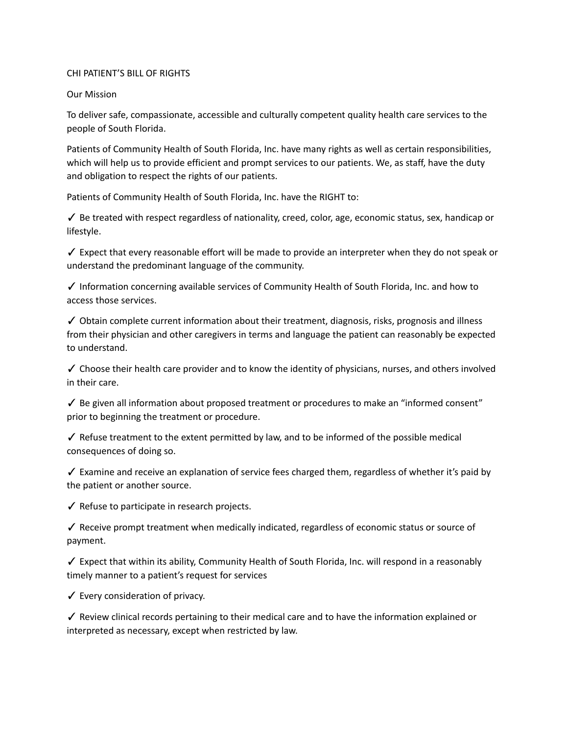# CHI PATIENT'S BILL OF RIGHTS

## Our Mission

To deliver safe, compassionate, accessible and culturally competent quality health care services to the people of South Florida.

Patients of Community Health of South Florida, Inc. have many rights as well as certain responsibilities, which will help us to provide efficient and prompt services to our patients. We, as staff, have the duty and obligation to respect the rights of our patients.

Patients of Community Health of South Florida, Inc. have the RIGHT to:

✓ Be treated with respect regardless of nationality, creed, color, age, economic status, sex, handicap or lifestyle.

✓ Expect that every reasonable effort will be made to provide an interpreter when they do not speak or understand the predominant language of the community.

✓ Information concerning available services of Community Health of South Florida, Inc. and how to access those services.

✓ Obtain complete current information about their treatment, diagnosis, risks, prognosis and illness from their physician and other caregivers in terms and language the patient can reasonably be expected to understand.

✓ Choose their health care provider and to know the identity of physicians, nurses, and others involved in their care.

✓ Be given all information about proposed treatment or procedures to make an "informed consent" prior to beginning the treatment or procedure.

✓ Refuse treatment to the extent permitted by law, and to be informed of the possible medical consequences of doing so.

✓ Examine and receive an explanation of service fees charged them, regardless of whether it's paid by the patient or another source.

✓ Refuse to participate in research projects.

✓ Receive prompt treatment when medically indicated, regardless of economic status or source of payment.

✓ Expect that within its ability, Community Health of South Florida, Inc. will respond in a reasonably timely manner to a patient's request for services

✓ Every consideration of privacy.

✓ Review clinical records pertaining to their medical care and to have the information explained or interpreted as necessary, except when restricted by law.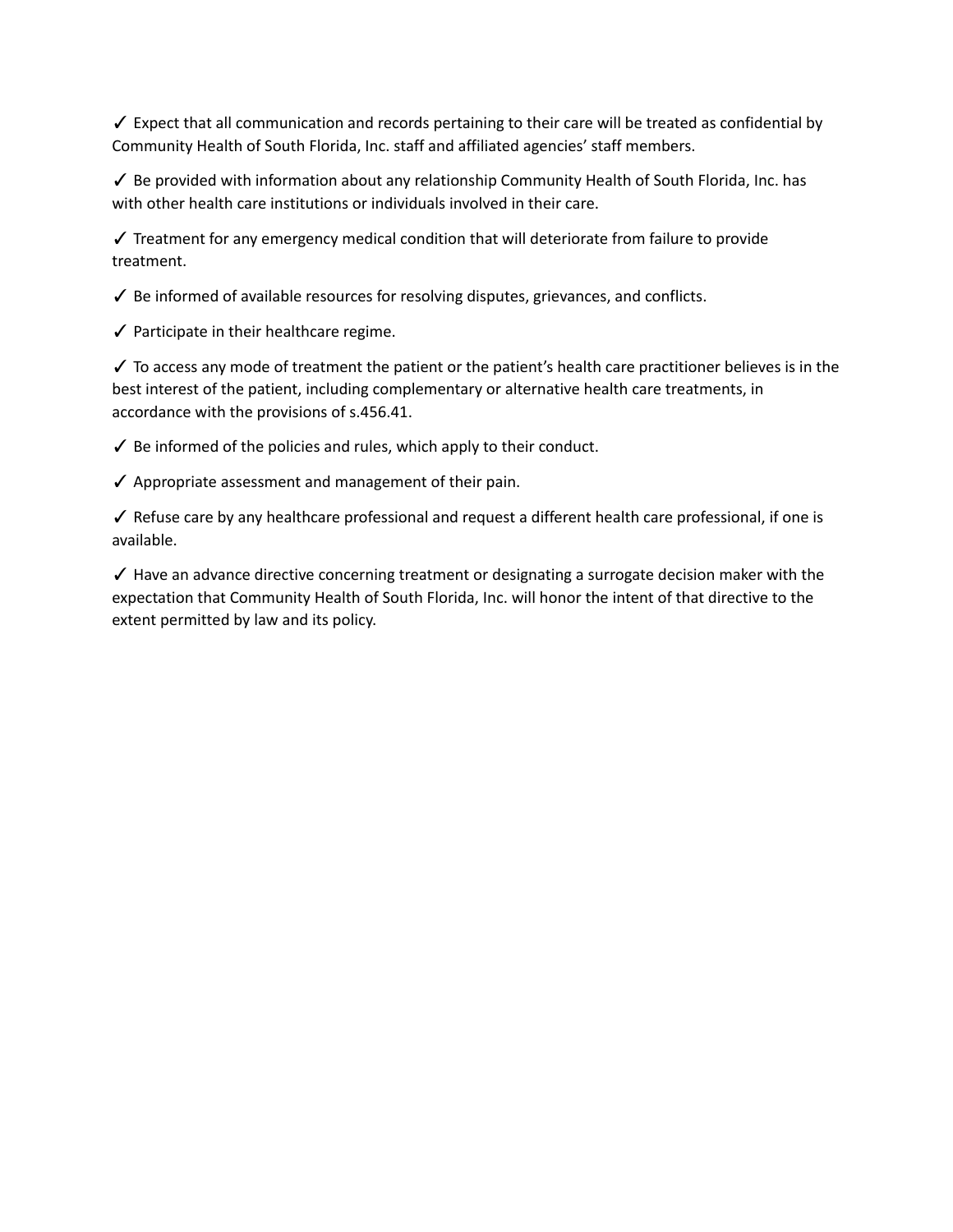✓ Expect that all communication and records pertaining to their care will be treated as confidential by Community Health of South Florida, Inc. staff and affiliated agencies' staff members.

✓ Be provided with information about any relationship Community Health of South Florida, Inc. has with other health care institutions or individuals involved in their care.

✓ Treatment for any emergency medical condition that will deteriorate from failure to provide treatment.

✓ Be informed of available resources for resolving disputes, grievances, and conflicts.

✓ Participate in their healthcare regime.

✓ To access any mode of treatment the patient or the patient's health care practitioner believes is in the best interest of the patient, including complementary or alternative health care treatments, in accordance with the provisions of s.456.41.

✓ Be informed of the policies and rules, which apply to their conduct.

✓ Appropriate assessment and management of their pain.

✓ Refuse care by any healthcare professional and request a different health care professional, if one is available.

✓ Have an advance directive concerning treatment or designating a surrogate decision maker with the expectation that Community Health of South Florida, Inc. will honor the intent of that directive to the extent permitted by law and its policy.